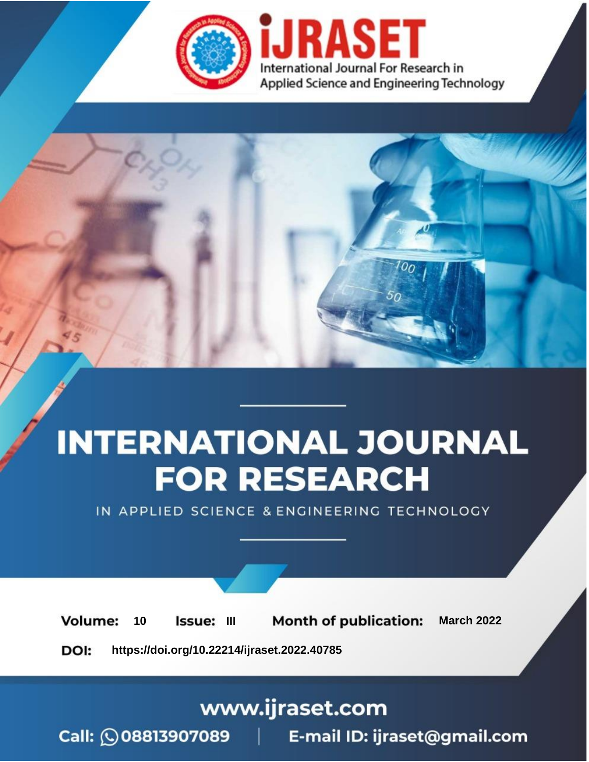International Journal For Research in Applied Science and Engineering Technology

# INTERNATIONAL JOURNAL FOR RESEARCH

IN APPLIED SCIENCE & ENGINEERING TECHNOLOGY

**Volume:** 10 **Issue:** III **Month of publication:** March 2022

**DOI:** https://doi.org/10.22214/ijraset.2022.40785

www.ijraset.com

Call: 08813907089 | E-mail ID: ijraset@gmail.com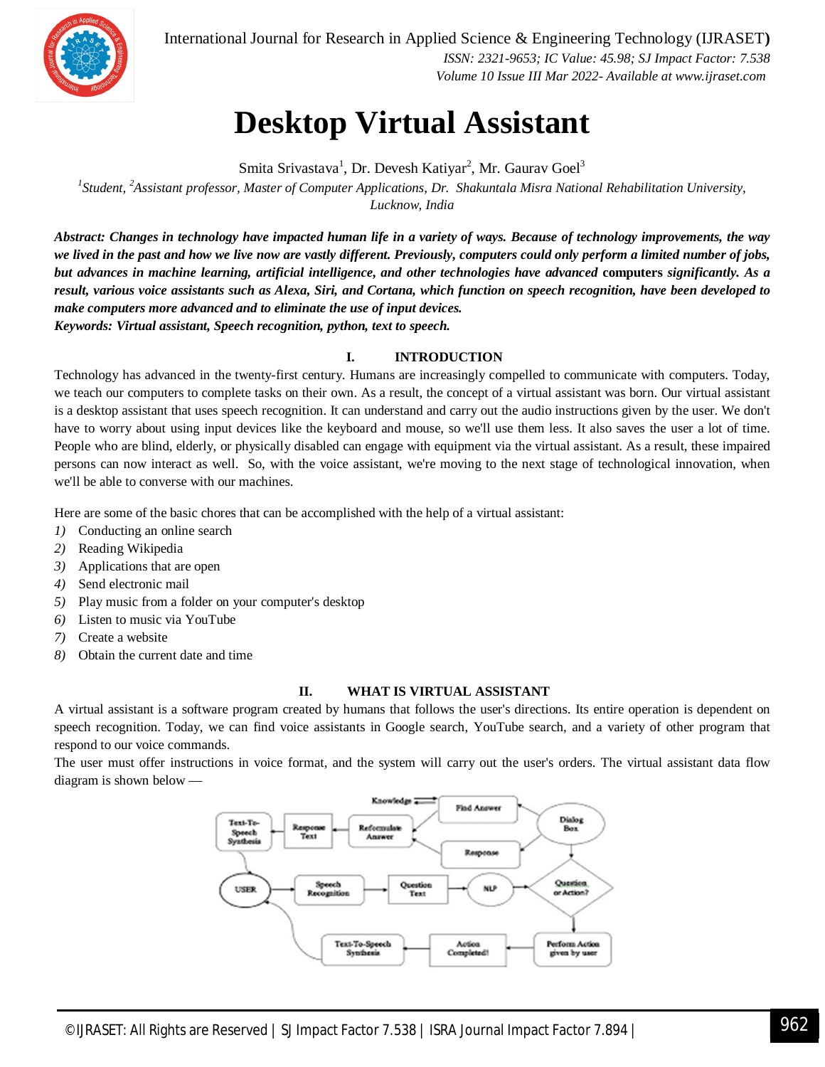# Desktop Virtual Assistant

Smita Srivastava[1], Dr. Devesh Katiyar[2], Mr. Gaurav Goel[3]

[1]*Student,* [2]*Assistant professor, Master of Computer Applications, Dr. Shakuntala Misra National Rehabilitation University, Lucknow, India*

***Abstract:** Changes in technology have impacted human life in a variety of ways. Because of technology improvements, the way we lived in the past and how we live now are vastly different. Previously, computers could only perform a limited number of jobs, but advances in machine learning, artificial intelligence, and other technologies have advanced* **computers** *significantly. As a result, various voice assistants such as Alexa, Siri, and Cortana, which function on speech recognition, have been developed to make computers more advanced and to eliminate the use of input devices.*

***Keywords:** Virtual assistant, Speech recognition, python, text to speech.*

## I. INTRODUCTION

Technology has advanced in the twenty-first century. Humans are increasingly compelled to communicate with computers. Today, we teach our computers to complete tasks on their own. As a result, the concept of a virtual assistant was born. Our virtual assistant is a desktop assistant that uses speech recognition. It can understand and carry out the audio instructions given by the user. We don't have to worry about using input devices like the keyboard and mouse, so we'll use them less. It also saves the user a lot of time. People who are blind, elderly, or physically disabled can engage with equipment via the virtual assistant. As a result, these impaired persons can now interact as well. So, with the voice assistant, we're moving to the next stage of technological innovation, when we'll be able to converse with our machines.

Here are some of the basic chores that can be accomplished with the help of a virtual assistant:

1) Conducting an online search
2) Reading Wikipedia
3) Applications that are open
4) Send electronic mail
5) Play music from a folder on your computer's desktop
6) Listen to music via YouTube
7) Create a website
8) Obtain the current date and time

## II. WHAT IS VIRTUAL ASSISTANT

A virtual assistant is a software program created by humans that follows the user's directions. Its entire operation is dependent on speech recognition. Today, we can find voice assistants in Google search, YouTube search, and a variety of other program that respond to our voice commands.

The user must offer instructions in voice format, and the system will carry out the user's orders. The virtual assistant data flow diagram is shown below —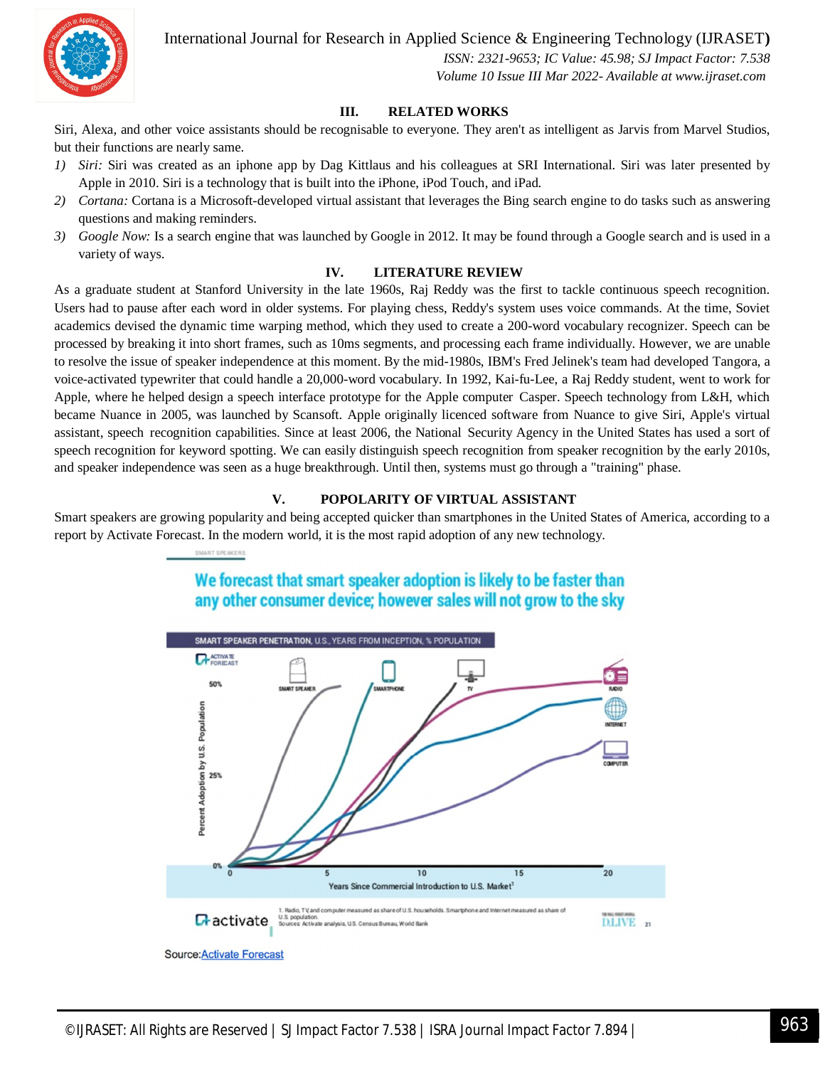## III. RELATED WORKS

Siri, Alexa, and other voice assistants should be recognisable to everyone. They aren't as intelligent as Jarvis from Marvel Studios, but their functions are nearly same.

1) *Siri:* Siri was created as an iphone app by Dag Kittlaus and his colleagues at SRI International. Siri was later presented by Apple in 2010. Siri is a technology that is built into the iPhone, iPod Touch, and iPad.
2) *Cortana:* Cortana is a Microsoft-developed virtual assistant that leverages the Bing search engine to do tasks such as answering questions and making reminders.
3) *Google Now:* Is a search engine that was launched by Google in 2012. It may be found through a Google search and is used in a variety of ways.

## IV. LITERATURE REVIEW

As a graduate student at Stanford University in the late 1960s, Raj Reddy was the first to tackle continuous speech recognition. Users had to pause after each word in older systems. For playing chess, Reddy's system uses voice commands. At the time, Soviet academics devised the dynamic time warping method, which they used to create a 200-word vocabulary recognizer. Speech can be processed by breaking it into short frames, such as 10ms segments, and processing each frame individually. However, we are unable to resolve the issue of speaker independence at this moment. By the mid-1980s, IBM's Fred Jelinek's team had developed Tangora, a voice-activated typewriter that could handle a 20,000-word vocabulary. In 1992, Kai-fu-Lee, a Raj Reddy student, went to work for Apple, where he helped design a speech interface prototype for the Apple computer Casper. Speech technology from L&H, which became Nuance in 2005, was launched by Scansoft. Apple originally licenced software from Nuance to give Siri, Apple's virtual assistant, speech recognition capabilities. Since at least 2006, the National Security Agency in the United States has used a sort of speech recognition for keyword spotting. We can easily distinguish speech recognition from speaker recognition by the early 2010s, and speaker independence was seen as a huge breakthrough. Until then, systems must go through a "training" phase.

## V. POPOLARITY OF VIRTUAL ASSISTANT

Smart speakers are growing popularity and being accepted quicker than smartphones in the United States of America, according to a report by Activate Forecast. In the modern world, it is the most rapid adoption of any new technology.

Source: Activate Forecast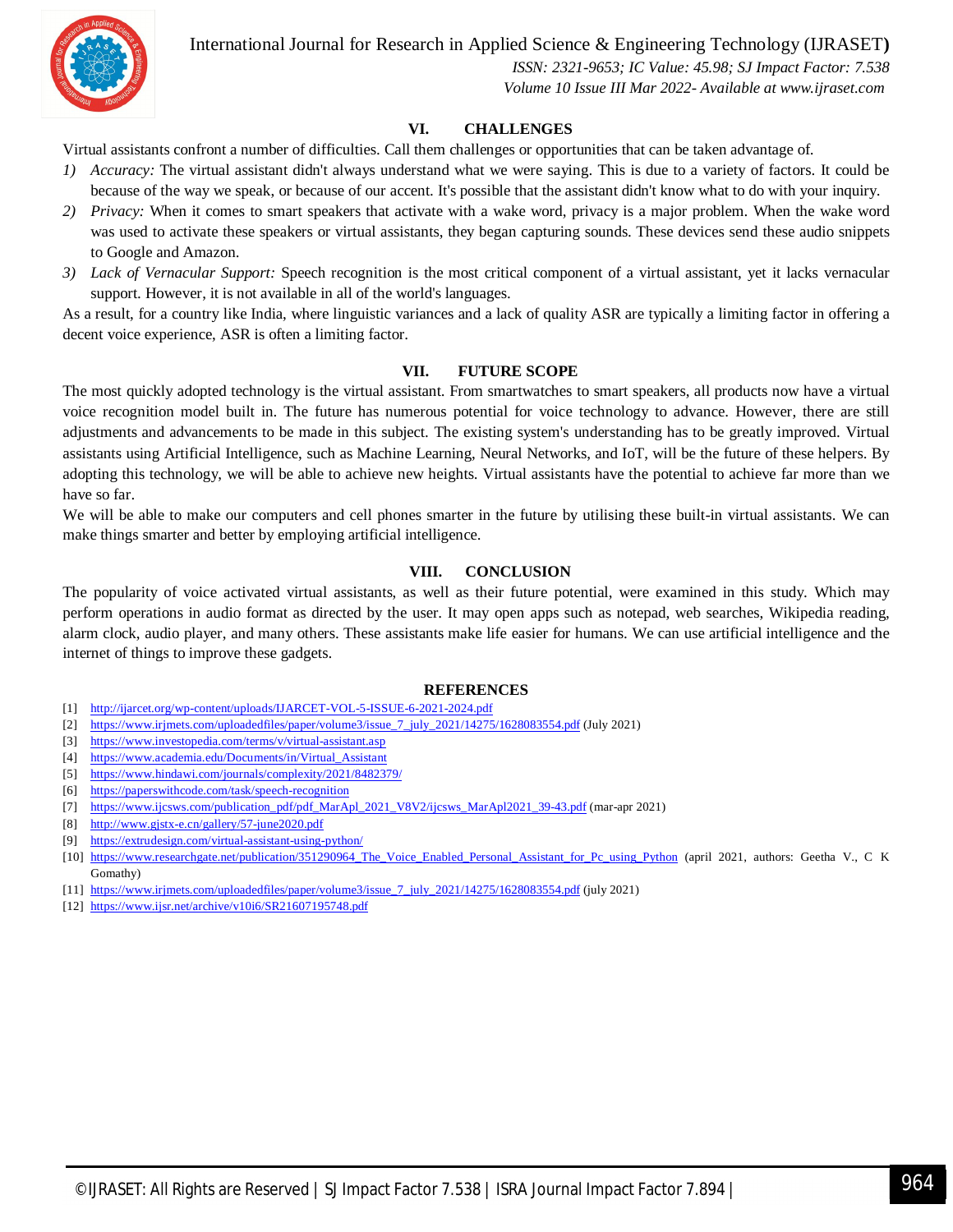## VI. CHALLENGES

Virtual assistants confront a number of difficulties. Call them challenges or opportunities that can be taken advantage of.

1) *Accuracy:* The virtual assistant didn't always understand what we were saying. This is due to a variety of factors. It could be because of the way we speak, or because of our accent. It's possible that the assistant didn't know what to do with your inquiry.
2) *Privacy:* When it comes to smart speakers that activate with a wake word, privacy is a major problem. When the wake word was used to activate these speakers or virtual assistants, they began capturing sounds. These devices send these audio snippets to Google and Amazon.
3) *Lack of Vernacular Support:* Speech recognition is the most critical component of a virtual assistant, yet it lacks vernacular support. However, it is not available in all of the world's languages.

As a result, for a country like India, where linguistic variances and a lack of quality ASR are typically a limiting factor in offering a decent voice experience, ASR is often a limiting factor.

## VII. FUTURE SCOPE

The most quickly adopted technology is the virtual assistant. From smartwatches to smart speakers, all products now have a virtual voice recognition model built in. The future has numerous potential for voice technology to advance. However, there are still adjustments and advancements to be made in this subject. The existing system's understanding has to be greatly improved. Virtual assistants using Artificial Intelligence, such as Machine Learning, Neural Networks, and IoT, will be the future of these helpers. By adopting this technology, we will be able to achieve new heights. Virtual assistants have the potential to achieve far more than we have so far.

We will be able to make our computers and cell phones smarter in the future by utilising these built-in virtual assistants. We can make things smarter and better by employing artificial intelligence.

## VIII. CONCLUSION

The popularity of voice activated virtual assistants, as well as their future potential, were examined in this study. Which may perform operations in audio format as directed by the user. It may open apps such as notepad, web searches, Wikipedia reading, alarm clock, audio player, and many others. These assistants make life easier for humans. We can use artificial intelligence and the internet of things to improve these gadgets.

## REFERENCES

[1] http://ijarcet.org/wp-content/uploads/IJARCET-VOL-5-ISSUE-6-2021-2024.pdf
[2] https://www.irjmets.com/uploadedfiles/paper/volume3/issue_7_july_2021/14275/1628083554.pdf (July 2021)
[3] https://www.investopedia.com/terms/v/virtual-assistant.asp
[4] https://www.academia.edu/Documents/in/Virtual_Assistant
[5] https://www.hindawi.com/journals/complexity/2021/8482379/
[6] https://paperswithcode.com/task/speech-recognition
[7] https://www.ijcsws.com/publication_pdf/pdf_MarApl_2021_V8V2/ijcsws_MarApl2021_39-43.pdf (mar-apr 2021)
[8] http://www.gjstx-e.cn/gallery/57-june2020.pdf
[9] https://extrudesign.com/virtual-assistant-using-python/
[10] https://www.researchgate.net/publication/351290964_The_Voice_Enabled_Personal_Assistant_for_Pc_using_Python (april 2021, authors: Geetha V., C K Gomathy)
[11] https://www.irjmets.com/uploadedfiles/paper/volume3/issue_7_july_2021/14275/1628083554.pdf (july 2021)
[12] https://www.ijsr.net/archive/v10i6/SR21607195748.pdf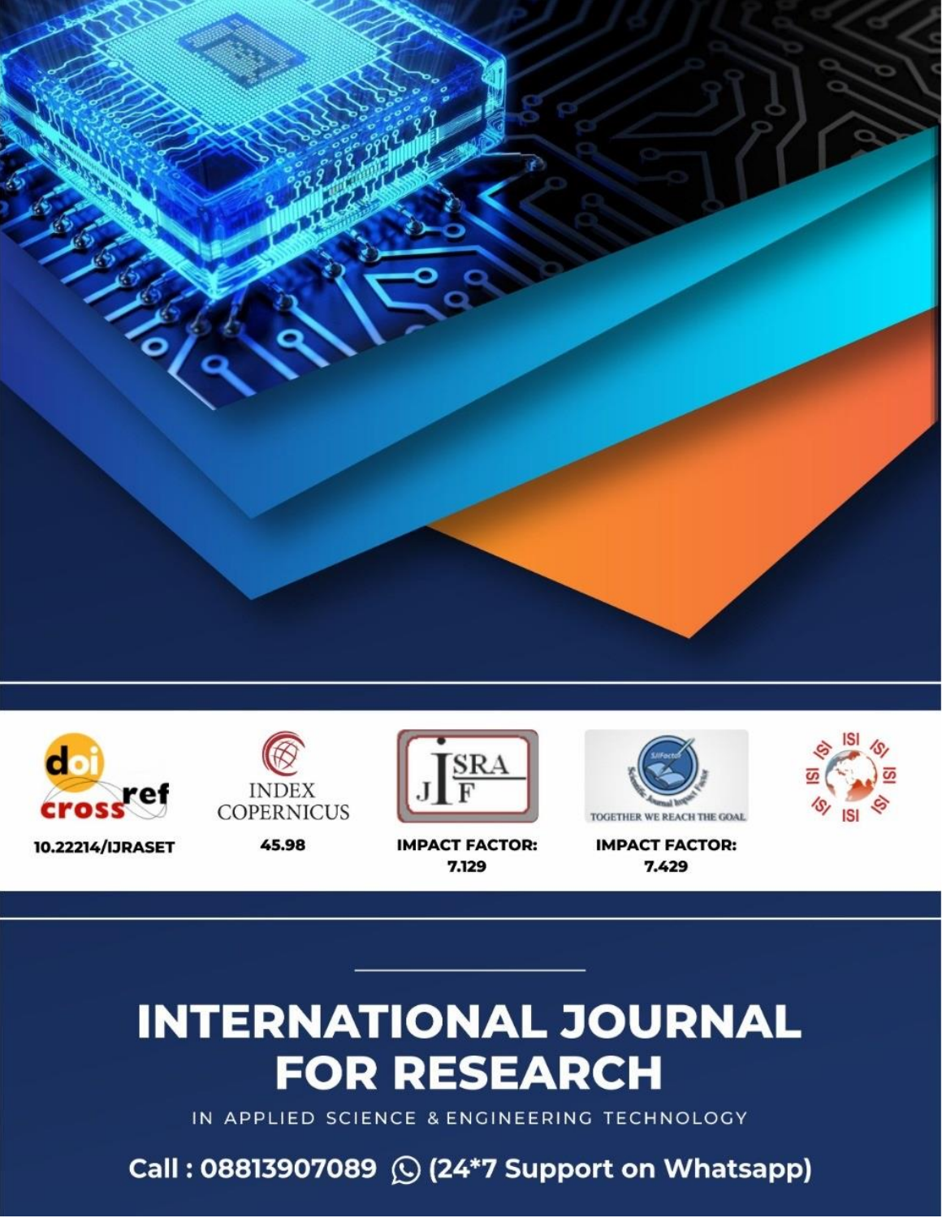10.22214/IJRASET

45.98

IMPACT FACTOR: 7.129

IMPACT FACTOR: 7.429

# INTERNATIONAL JOURNAL FOR RESEARCH

IN APPLIED SCIENCE & ENGINEERING TECHNOLOGY

Call : 08813907089 (24*7 Support on Whatsapp)